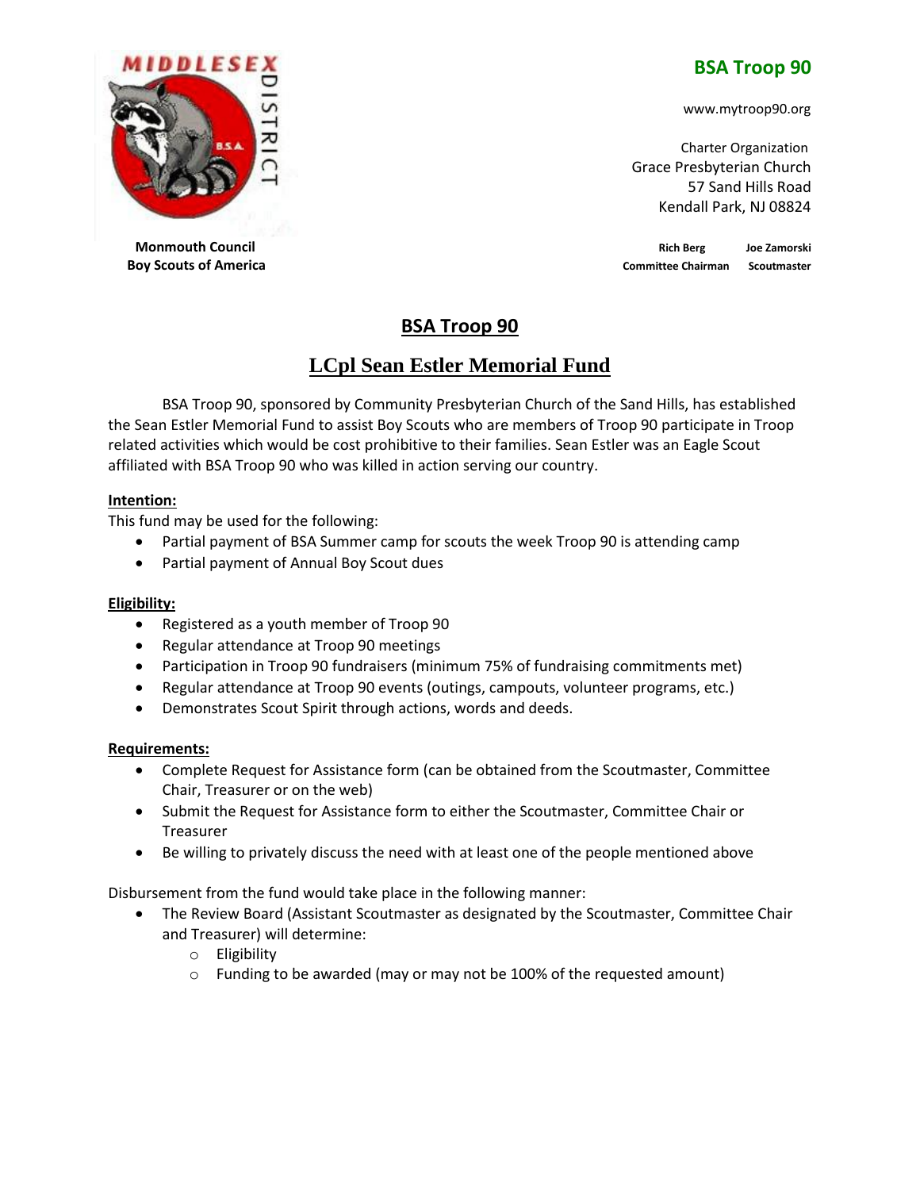MIDDLESEX DISTRICT

**Monmouth Council**
**Boy Scouts of America**

**BSA Troop 90**

www.mytroop90.org

Charter Organization
Grace Presbyterian Church
57 Sand Hills Road
Kendall Park, NJ 08824

**Rich Berg** — **Committee Chairman**
**Joe Zamorski** — **Scoutmaster**

# BSA Troop 90

# LCpl Sean Estler Memorial Fund

BSA Troop 90, sponsored by Community Presbyterian Church of the Sand Hills, has established the Sean Estler Memorial Fund to assist Boy Scouts who are members of Troop 90 participate in Troop related activities which would be cost prohibitive to their families. Sean Estler was an Eagle Scout affiliated with BSA Troop 90 who was killed in action serving our country.

**Intention:**

This fund may be used for the following:

- Partial payment of BSA Summer camp for scouts the week Troop 90 is attending camp
- Partial payment of Annual Boy Scout dues

**Eligibility:**

- Registered as a youth member of Troop 90
- Regular attendance at Troop 90 meetings
- Participation in Troop 90 fundraisers (minimum 75% of fundraising commitments met)
- Regular attendance at Troop 90 events (outings, campouts, volunteer programs, etc.)
- Demonstrates Scout Spirit through actions, words and deeds.

**Requirements:**

- Complete Request for Assistance form (can be obtained from the Scoutmaster, Committee Chair, Treasurer or on the web)
- Submit the Request for Assistance form to either the Scoutmaster, Committee Chair or Treasurer
- Be willing to privately discuss the need with at least one of the people mentioned above

Disbursement from the fund would take place in the following manner:

- The Review Board (Assistant Scoutmaster as designated by the Scoutmaster, Committee Chair and Treasurer) will determine:
  - Eligibility
  - Funding to be awarded (may or may not be 100% of the requested amount)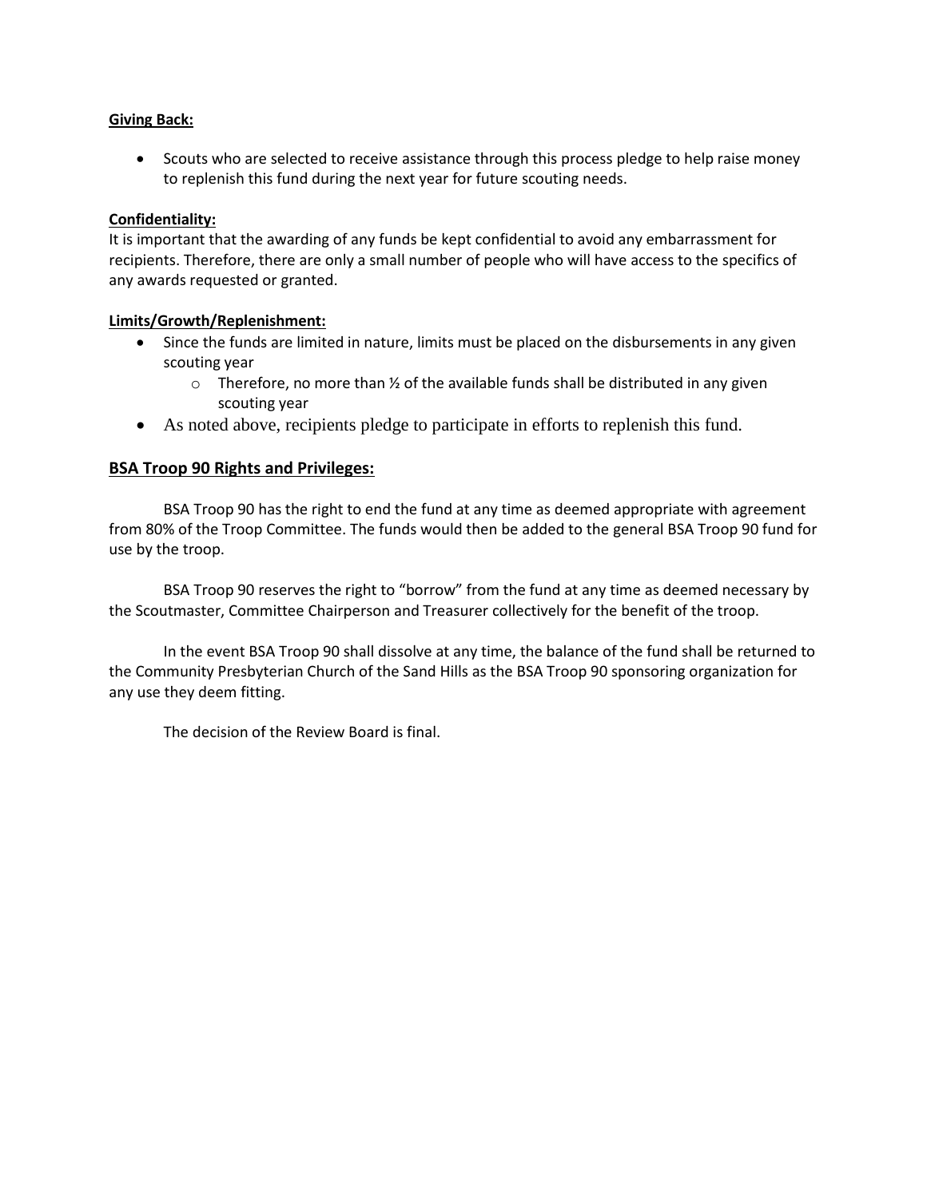**Giving Back:**

- Scouts who are selected to receive assistance through this process pledge to help raise money to replenish this fund during the next year for future scouting needs.

**Confidentiality:**

It is important that the awarding of any funds be kept confidential to avoid any embarrassment for recipients. Therefore, there are only a small number of people who will have access to the specifics of any awards requested or granted.

**Limits/Growth/Replenishment:**

- Since the funds are limited in nature, limits must be placed on the disbursements in any given scouting year
    - Therefore, no more than ½ of the available funds shall be distributed in any given scouting year
- As noted above, recipients pledge to participate in efforts to replenish this fund.

## BSA Troop 90 Rights and Privileges:

BSA Troop 90 has the right to end the fund at any time as deemed appropriate with agreement from 80% of the Troop Committee. The funds would then be added to the general BSA Troop 90 fund for use by the troop.

BSA Troop 90 reserves the right to "borrow" from the fund at any time as deemed necessary by the Scoutmaster, Committee Chairperson and Treasurer collectively for the benefit of the troop.

In the event BSA Troop 90 shall dissolve at any time, the balance of the fund shall be returned to the Community Presbyterian Church of the Sand Hills as the BSA Troop 90 sponsoring organization for any use they deem fitting.

The decision of the Review Board is final.